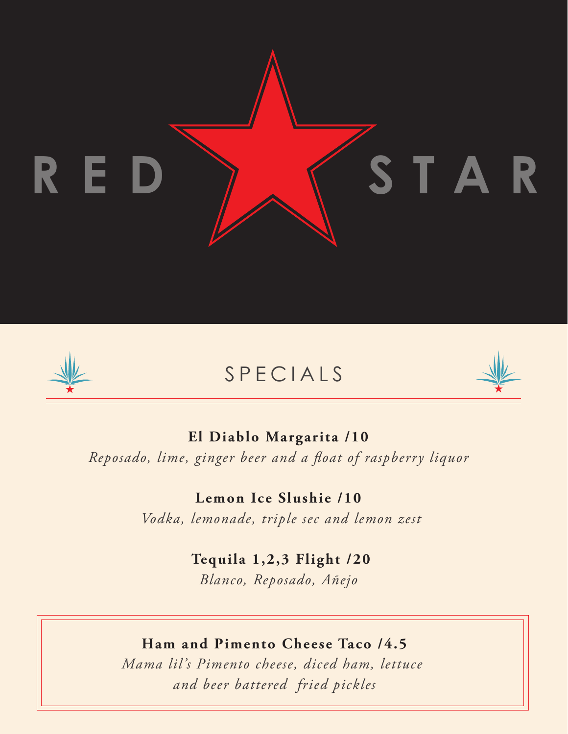# RED STAR

## SPECIALS

**El Diablo Margarita /10**
*Reposado, lime, ginger beer and a float of raspberry liquor*

**Lemon Ice Slushie /10**
*Vodka, lemonade, triple sec and lemon zest*

**Tequila 1,2,3 Flight /20**
*Blanco, Reposado, Añejo*

**Ham and Pimento Cheese Taco /4.5**
*Mama lil's Pimento cheese, diced ham, lettuce and beer battered fried pickles*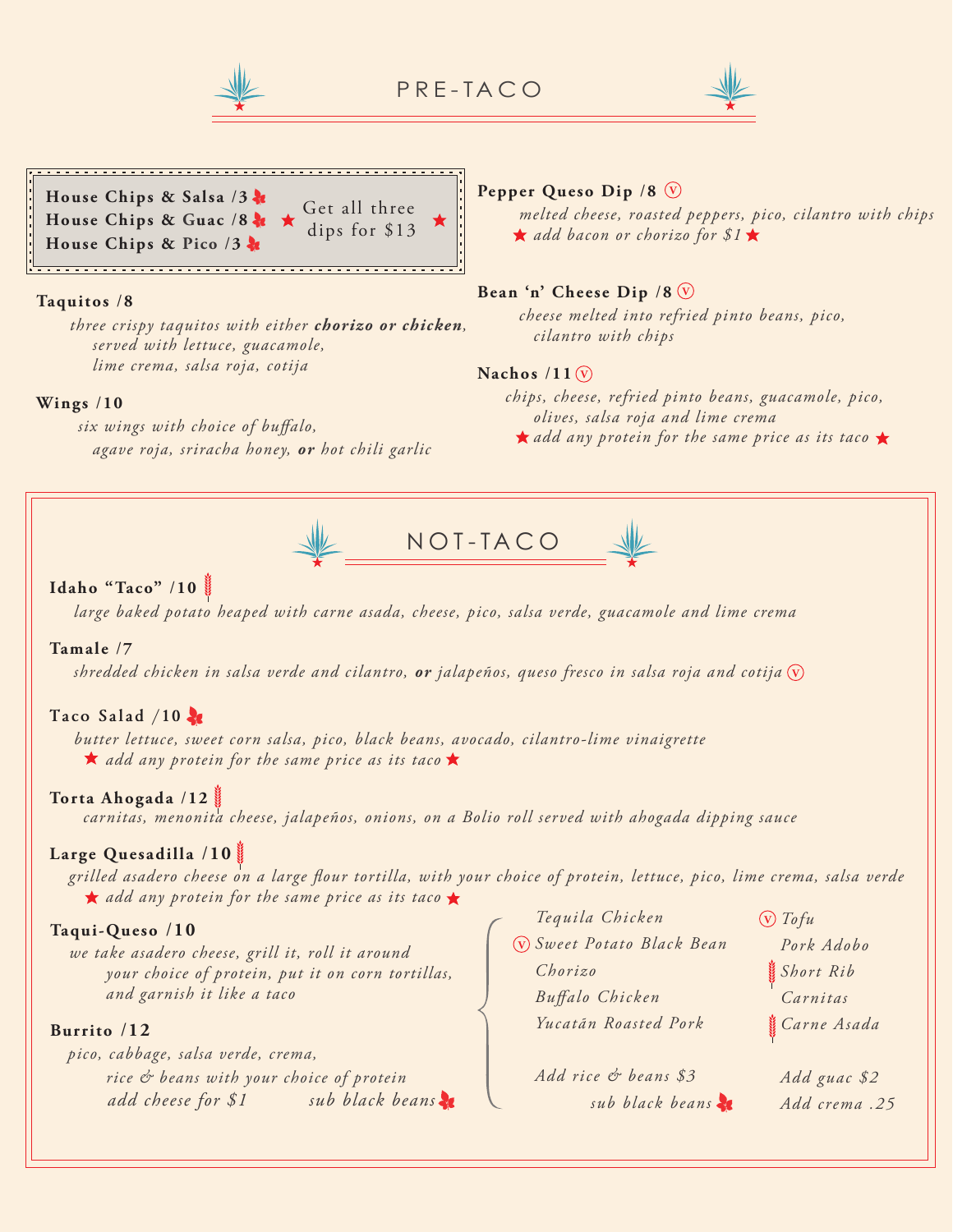# PRE-TACO

**House Chips & Salsa /3**
**House Chips & Guac /8**
**House Chips & Pico /3**

★ Get all three dips for $13 ★

**Taquitos /8**

*three crispy taquitos with either **chorizo or chicken**, served with lettuce, guacamole, lime crema, salsa roja, cotija*

**Wings /10**

*six wings with choice of buffalo, agave roja, sriracha honey, **or** hot chili garlic*

**Pepper Queso Dip /8** (V)

*melted cheese, roasted peppers, pico, cilantro with chips*

★ *add bacon or chorizo for $1* ★

**Bean 'n' Cheese Dip /8** (V)

*cheese melted into refried pinto beans, pico, cilantro with chips*

**Nachos /11** (V)

*chips, cheese, refried pinto beans, guacamole, pico, olives, salsa roja and lime crema*

★ *add any protein for the same price as its taco* ★

# NOT-TACO

**Idaho "Taco" /10**

*large baked potato heaped with carne asada, cheese, pico, salsa verde, guacamole and lime crema*

**Tamale /7**

*shredded chicken in salsa verde and cilantro, **or** jalapeños, queso fresco in salsa roja and cotija* (V)

**Taco Salad /10**

*butter lettuce, sweet corn salsa, pico, black beans, avocado, cilantro-lime vinaigrette*

★ *add any protein for the same price as its taco* ★

**Torta Ahogada /12**

*carnitas, menonita cheese, jalapeños, onions, on a Bolio roll served with ahogada dipping sauce*

**Large Quesadilla /10**

*grilled asadero cheese on a large flour tortilla, with your choice of protein, lettuce, pico, lime crema, salsa verde*

★ *add any protein for the same price as its taco* ★

**Taqui-Queso /10**

*we take asadero cheese, grill it, roll it around your choice of protein, put it on corn tortillas, and garnish it like a taco*

**Burrito /12**

*pico, cabbage, salsa verde, crema, rice & beans with your choice of protein*

*add cheese for $1* — *sub black beans*

*Tequila Chicken*
(V) *Sweet Potato Black Bean*
*Chorizo*
*Buffalo Chicken*
*Yucatán Roasted Pork*
(V) *Tofu*
*Pork Adobo*
*Short Rib*
*Carnitas*
*Carne Asada*

*Add rice & beans $3*
*sub black beans*
*Add guac $2*
*Add crema .25*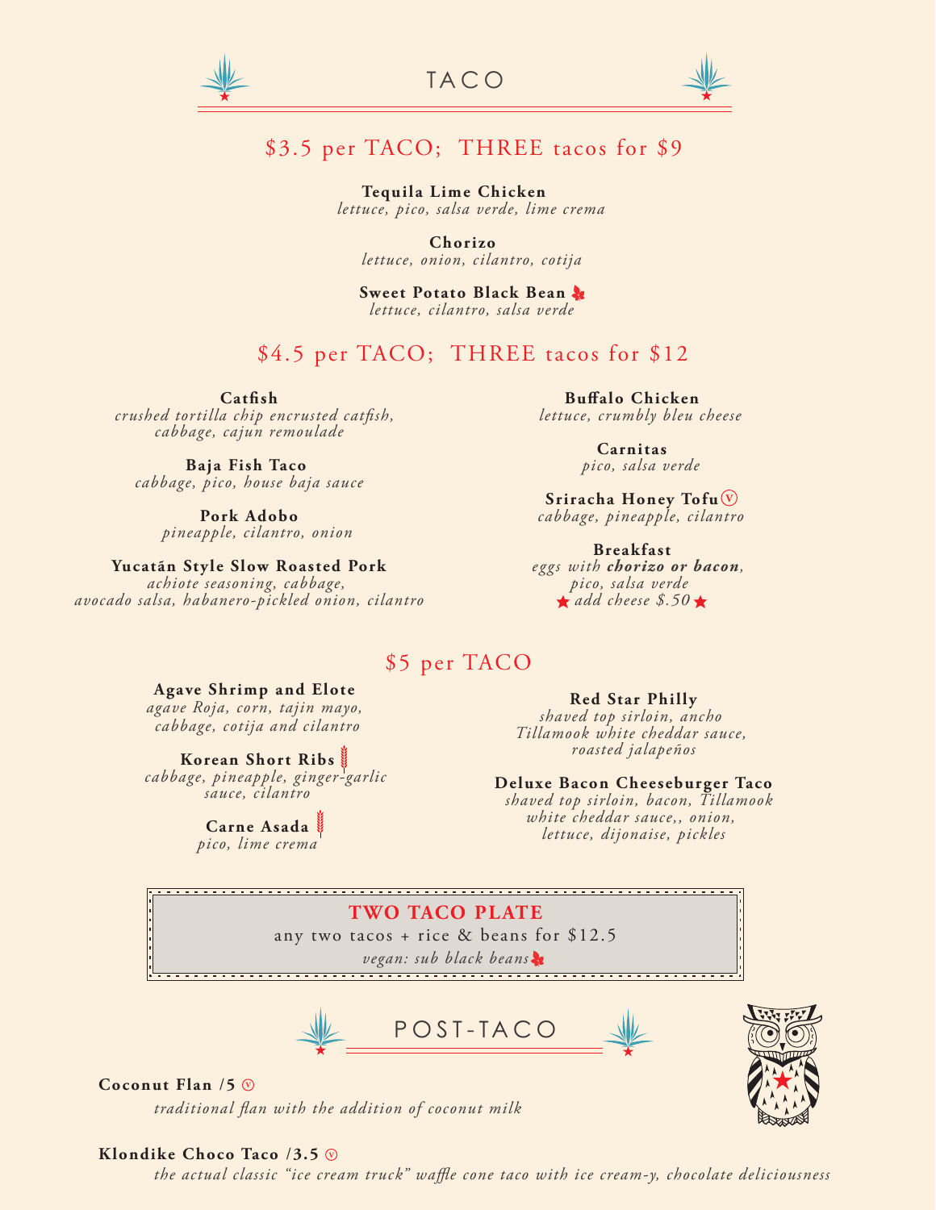# TACO

## $3.5 per TACO; THREE tacos for $9

**Tequila Lime Chicken**
*lettuce, pico, salsa verde, lime crema*

**Chorizo**
*lettuce, onion, cilantro, cotija*

**Sweet Potato Black Bean**
*lettuce, cilantro, salsa verde*

## $4.5 per TACO; THREE tacos for $12

**Catfish**
*crushed tortilla chip encrusted catfish, cabbage, cajun remoulade*

**Baja Fish Taco**
*cabbage, pico, house baja sauce*

**Pork Adobo**
*pineapple, cilantro, onion*

**Yucatán Style Slow Roasted Pork**
*achiote seasoning, cabbage, avocado salsa, habanero-pickled onion, cilantro*

**Buffalo Chicken**
*lettuce, crumbly bleu cheese*

**Carnitas**
*pico, salsa verde*

**Sriracha Honey Tofu** (V)
*cabbage, pineapple, cilantro*

**Breakfast**
*eggs with **chorizo or bacon**, pico, salsa verde*
★ *add cheese $.50* ★

## $5 per TACO

**Agave Shrimp and Elote**
*agave Roja, corn, tajin mayo, cabbage, cotija and cilantro*

**Korean Short Ribs**
*cabbage, pineapple, ginger-garlic sauce, cilantro*

**Carne Asada**
*pico, lime crema*

**Red Star Philly**
*shaved top sirloin, ancho Tillamook white cheddar sauce, roasted jalapeños*

**Deluxe Bacon Cheeseburger Taco**
*shaved top sirloin, bacon, Tillamook white cheddar sauce,, onion, lettuce, dijonaise, pickles*

**TWO TACO PLATE**
any two tacos + rice & beans for $12.5
*vegan: sub black beans*

# POST-TACO

**Coconut Flan /5** (V)
*traditional flan with the addition of coconut milk*

**Klondike Choco Taco /3.5** (V)
*the actual classic "ice cream truck" waffle cone taco with ice cream-y, chocolate deliciousness*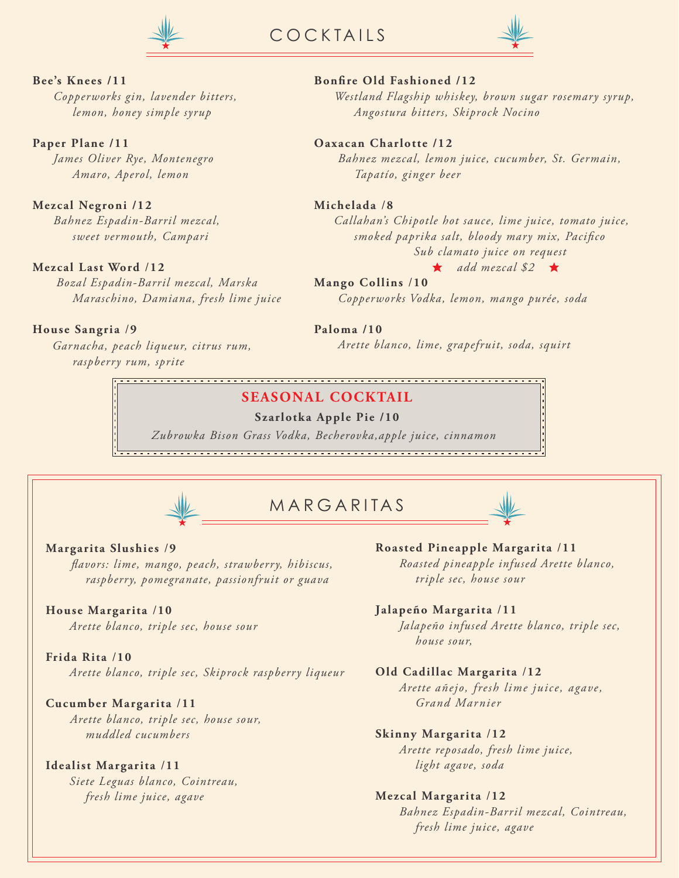# COCKTAILS

**Bee's Knees /11**
*Copperworks gin, lavender bitters, lemon, honey simple syrup*

**Paper Plane /11**
*James Oliver Rye, Montenegro Amaro, Aperol, lemon*

**Mezcal Negroni /12**
*Bahnez Espadin-Barril mezcal, sweet vermouth, Campari*

**Mezcal Last Word /12**
*Bozal Espadin-Barril mezcal, Marska Maraschino, Damiana, fresh lime juice*

**House Sangria /9**
*Garnacha, peach liqueur, citrus rum, raspberry rum, sprite*

**Bonfire Old Fashioned /12**
*Westland Flagship whiskey, brown sugar rosemary syrup, Angostura bitters, Skiprock Nocino*

**Oaxacan Charlotte /12**
*Bahnez mezcal, lemon juice, cucumber, St. Germain, Tapatío, ginger beer*

**Michelada /8**
*Callahan's Chipotle hot sauce, lime juice, tomato juice, smoked paprika salt, bloody mary mix, Pacifico*
*Sub clamato juice on request*
★ *add mezcal $2* ★

**Mango Collins /10**
*Copperworks Vodka, lemon, mango purée, soda*

**Paloma /10**
*Arette blanco, lime, grapefruit, soda, squirt*

## SEASONAL COCKTAIL

**Szarlotka Apple Pie /10**
*Zubrowka Bison Grass Vodka, Becherovka,apple juice, cinnamon*

# MARGARITAS

**Margarita Slushies /9**
*flavors: lime, mango, peach, strawberry, hibiscus, raspberry, pomegranate, passionfruit or guava*

**House Margarita /10**
*Arette blanco, triple sec, house sour*

**Frida Rita /10**
*Arette blanco, triple sec, Skiprock raspberry liqueur*

**Cucumber Margarita /11**
*Arette blanco, triple sec, house sour, muddled cucumbers*

**Idealist Margarita /11**
*Siete Leguas blanco, Cointreau, fresh lime juice, agave*

**Roasted Pineapple Margarita /11**
*Roasted pineapple infused Arette blanco, triple sec, house sour*

**Jalapeño Margarita /11**
*Jalapeño infused Arette blanco, triple sec, house sour,*

**Old Cadillac Margarita /12**
*Arette añejo, fresh lime juice, agave, Grand Marnier*

**Skinny Margarita /12**
*Arette reposado, fresh lime juice, light agave, soda*

**Mezcal Margarita /12**
*Bahnez Espadin-Barril mezcal, Cointreau, fresh lime juice, agave*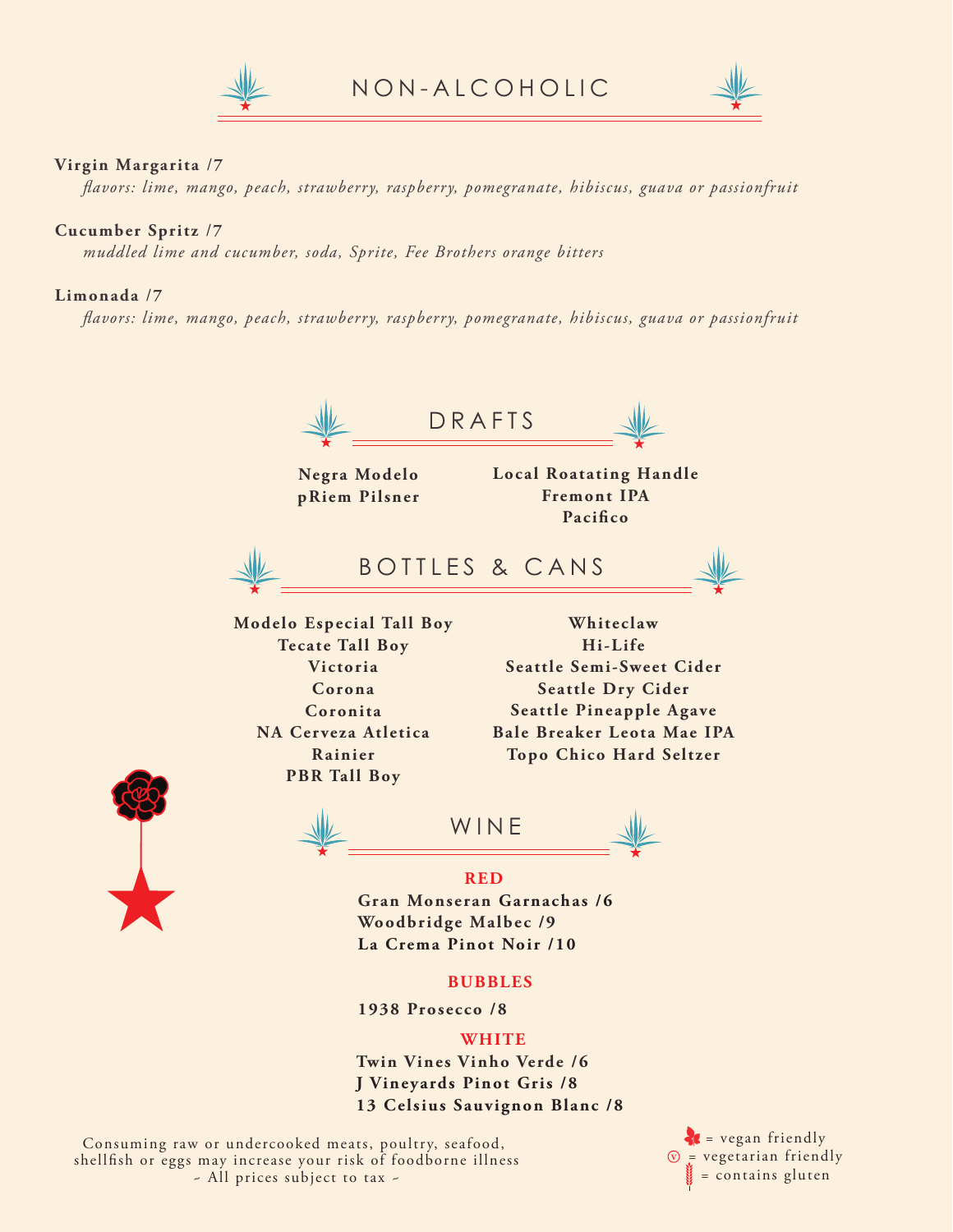# NON-ALCOHOLIC

**Virgin Margarita /7**
*flavors: lime, mango, peach, strawberry, raspberry, pomegranate, hibiscus, guava or passionfruit*

**Cucumber Spritz /7**
*muddled lime and cucumber, soda, Sprite, Fee Brothers orange bitters*

**Limonada /7**
*flavors: lime, mango, peach, strawberry, raspberry, pomegranate, hibiscus, guava or passionfruit*

# DRAFTS

**Negra Modelo**
**pRiem Pilsner**
**Local Roatating Handle**
**Fremont IPA**
**Pacifico**

# BOTTLES & CANS

**Modelo Especial Tall Boy**
**Tecate Tall Boy**
**Victoria**
**Corona**
**Coronita**
**NA Cerveza Atletica**
**Rainier**
**PBR Tall Boy**
**Whiteclaw**
**Hi-Life**
**Seattle Semi-Sweet Cider**
**Seattle Dry Cider**
**Seattle Pineapple Agave**
**Bale Breaker Leota Mae IPA**
**Topo Chico Hard Seltzer**

# WINE

## RED

**Gran Monseran Garnachas /6**
**Woodbridge Malbec /9**
**La Crema Pinot Noir /10**

## BUBBLES

**1938 Prosecco /8**

## WHITE

**Twin Vines Vinho Verde /6**
**J Vineyards Pinot Gris /8**
**13 Celsius Sauvignon Blanc /8**

Consuming raw or undercooked meats, poultry, seafood, shellfish or eggs may increase your risk of foodborne illness
~ All prices subject to tax ~

= vegan friendly
ⓥ = vegetarian friendly
= contains gluten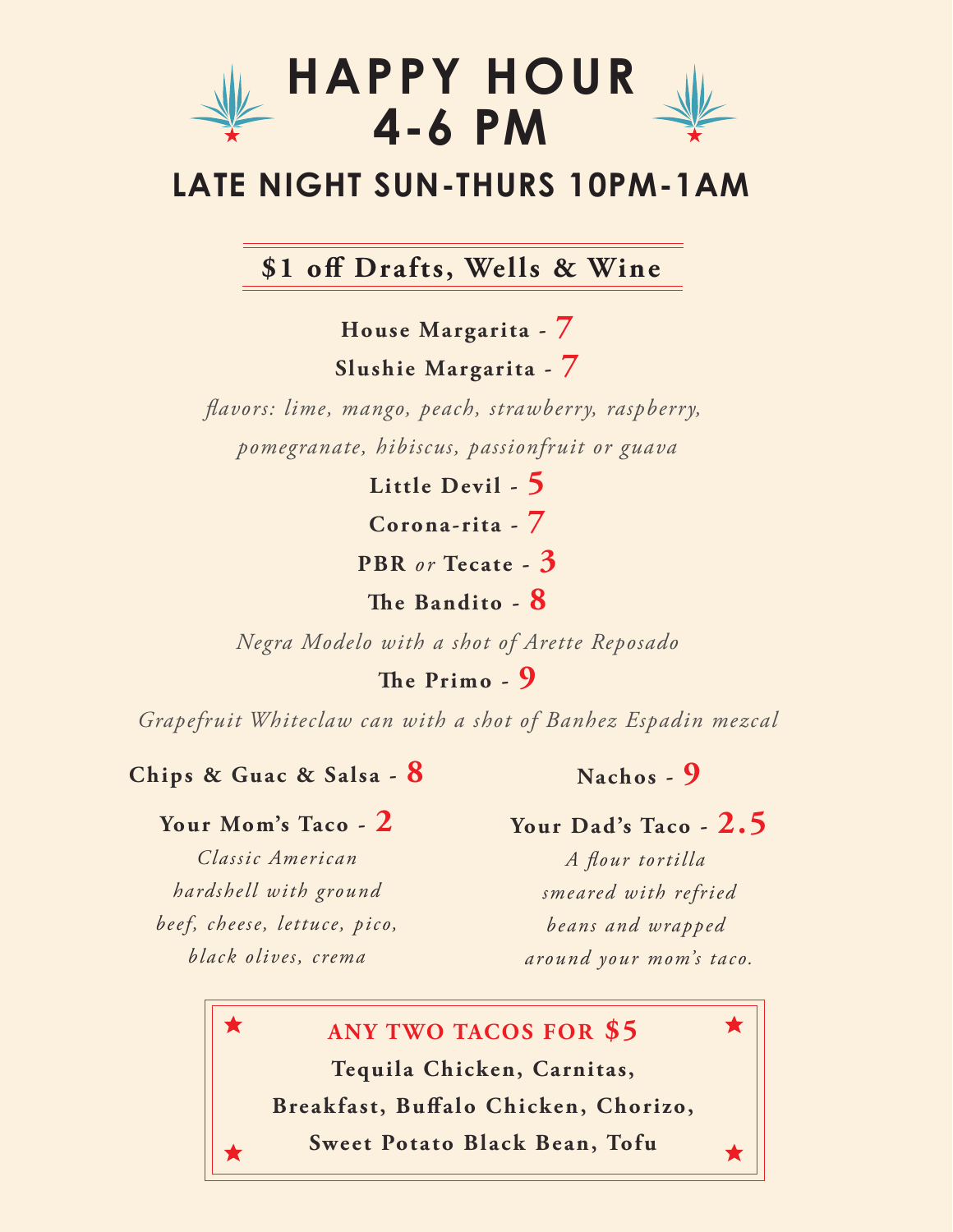# HAPPY HOUR 4-6 PM

## LATE NIGHT SUN-THURS 10PM-1AM

### $1 off Drafts, Wells & Wine

**House Margarita** - 7

**Slushie Margarita** - 7

*flavors: lime, mango, peach, strawberry, raspberry, pomegranate, hibiscus, passionfruit or guava*

**Little Devil** - 5

**Corona-rita** - 7

**PBR** *or* **Tecate** - 3

**The Bandito** - 8

*Negra Modelo with a shot of Arette Reposado*

**The Primo** - 9

*Grapefruit Whiteclaw can with a shot of Banhez Espadin mezcal*

**Chips & Guac & Salsa** - 8

**Your Mom's Taco** - 2

*Classic American hardshell with ground beef, cheese, lettuce, pico, black olives, crema*

**Nachos** - 9

**Your Dad's Taco** - 2.5

*A flour tortilla smeared with refried beans and wrapped around your mom's taco.*

**ANY TWO TACOS FOR $5**

**Tequila Chicken, Carnitas, Breakfast, Buffalo Chicken, Chorizo, Sweet Potato Black Bean, Tofu**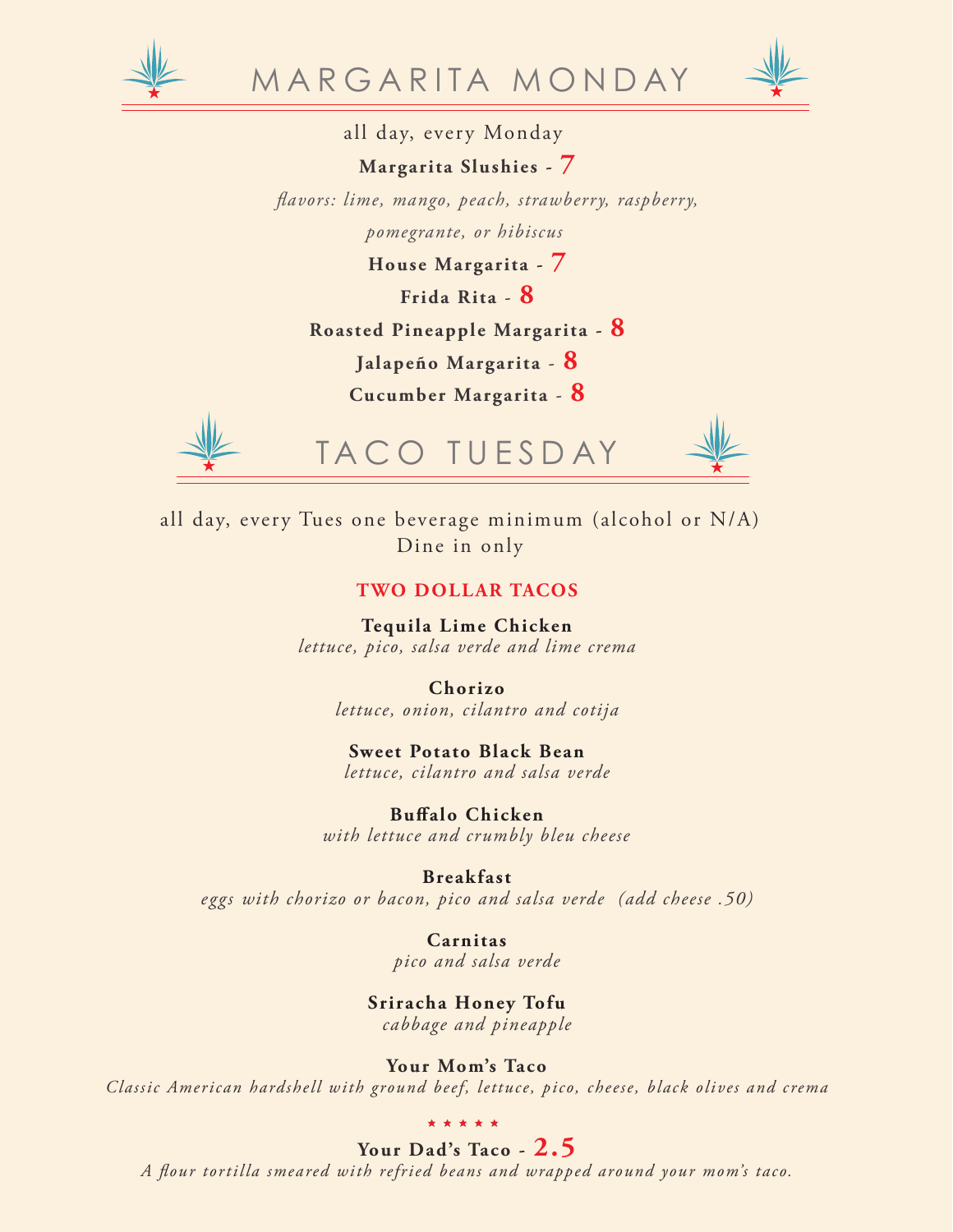# MARGARITA MONDAY

all day, every Monday

**Margarita Slushies** - **7**

*flavors: lime, mango, peach, strawberry, raspberry, pomegrante, or hibiscus*

**House Margarita** - **7**

**Frida Rita** - **8**

**Roasted Pineapple Margarita** - **8**

**Jalapeño Margarita** - **8**

**Cucumber Margarita** - **8**

# TACO TUESDAY

all day, every Tues one beverage minimum (alcohol or N/A)
Dine in only

## TWO DOLLAR TACOS

**Tequila Lime Chicken**
*lettuce, pico, salsa verde and lime crema*

**Chorizo**
*lettuce, onion, cilantro and cotija*

**Sweet Potato Black Bean**
*lettuce, cilantro and salsa verde*

**Buffalo Chicken**
*with lettuce and crumbly bleu cheese*

**Breakfast**
*eggs with chorizo or bacon, pico and salsa verde (add cheese .50)*

**Carnitas**
*pico and salsa verde*

**Sriracha Honey Tofu**
*cabbage and pineapple*

**Your Mom's Taco**
*Classic American hardshell with ground beef, lettuce, pico, cheese, black olives and crema*

★ ★ ★ ★ ★

**Your Dad's Taco** - **2.5**
*A flour tortilla smeared with refried beans and wrapped around your mom's taco.*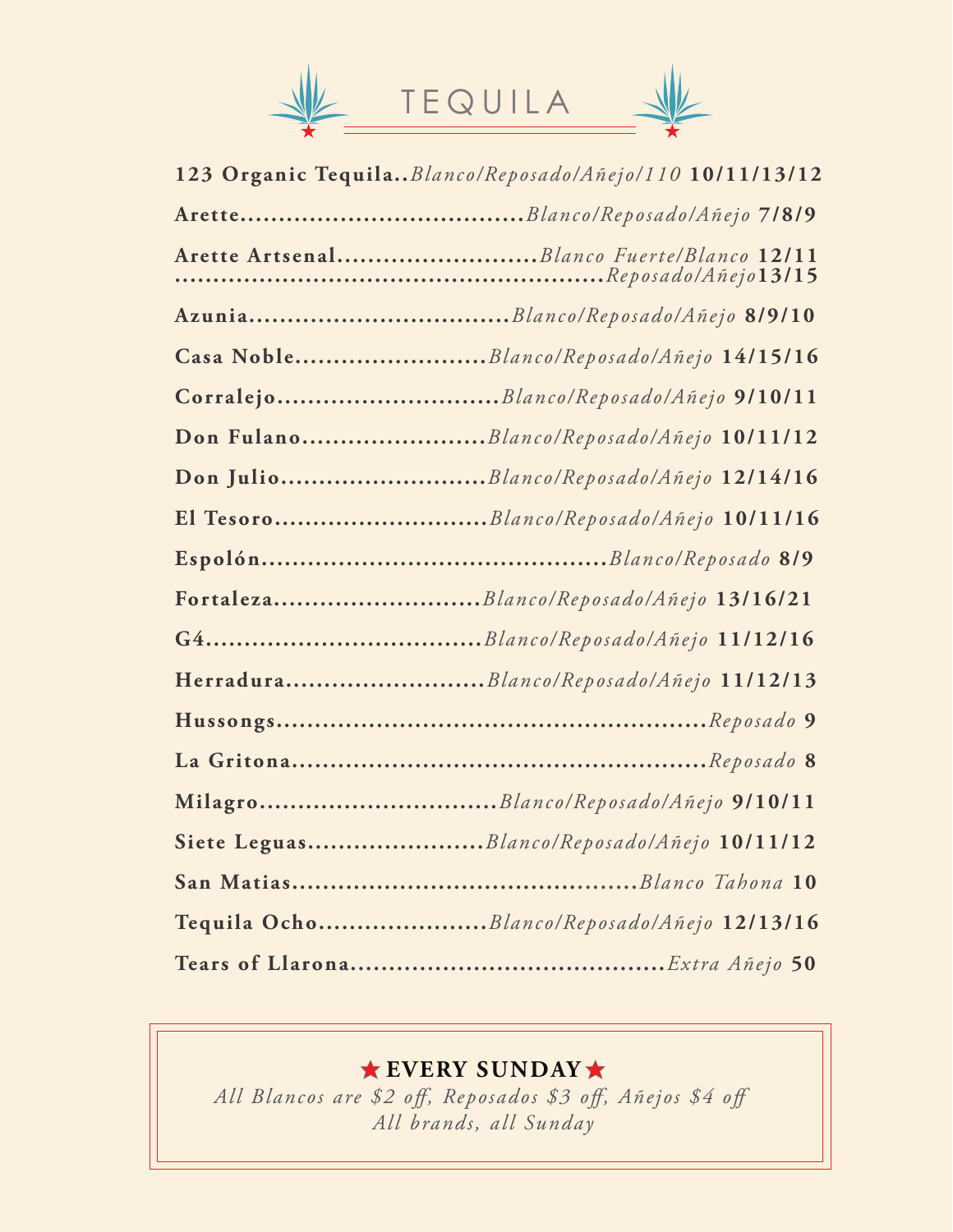# TEQUILA

**123 Organic Tequila**..*Blanco/Reposado/Añejo/110* **10/11/13/12**

**Arette**....................................*Blanco/Reposado/Añejo* **7/8/9**

**Arette Artsenal**.........................*Blanco Fuerte/Blanco* **12/11**
.......................................................*Reposado/Añejo* **13/15**

**Azunia**.................................*Blanco/Reposado/Añejo* **8/9/10**

**Casa Noble**........................*Blanco/Reposado/Añejo* **14/15/16**

**Corralejo**............................*Blanco/Reposado/Añejo* **9/10/11**

**Don Fulano**.......................*Blanco/Reposado/Añejo* **10/11/12**

**Don Julio**..........................*Blanco/Reposado/Añejo* **12/14/16**

**El Tesoro**...........................*Blanco/Reposado/Añejo* **10/11/16**

**Espolón**............................................*Blanco/Reposado* **8/9**

**Fortaleza**..........................*Blanco/Reposado/Añejo* **13/16/21**

**G4**...................................*Blanco/Reposado/Añejo* **11/12/16**

**Herradura**.........................*Blanco/Reposado/Añejo* **11/12/13**

**Hussongs**.......................................................*Reposado* **9**

**La Gritona**.....................................................*Reposado* **8**

**Milagro**..............................*Blanco/Reposado/Añejo* **9/10/11**

**Siete Leguas**......................*Blanco/Reposado/Añejo* **10/11/12**

**San Matias**............................................*Blanco Tahona* **10**

**Tequila Ocho**.....................*Blanco/Reposado/Añejo* **12/13/16**

**Tears of Llarona**.........................................*Extra Añejo* **50**

---

**★ EVERY SUNDAY ★**

*All Blancos are $2 off, Reposados $3 off, Añejos $4 off*
*All brands, all Sunday*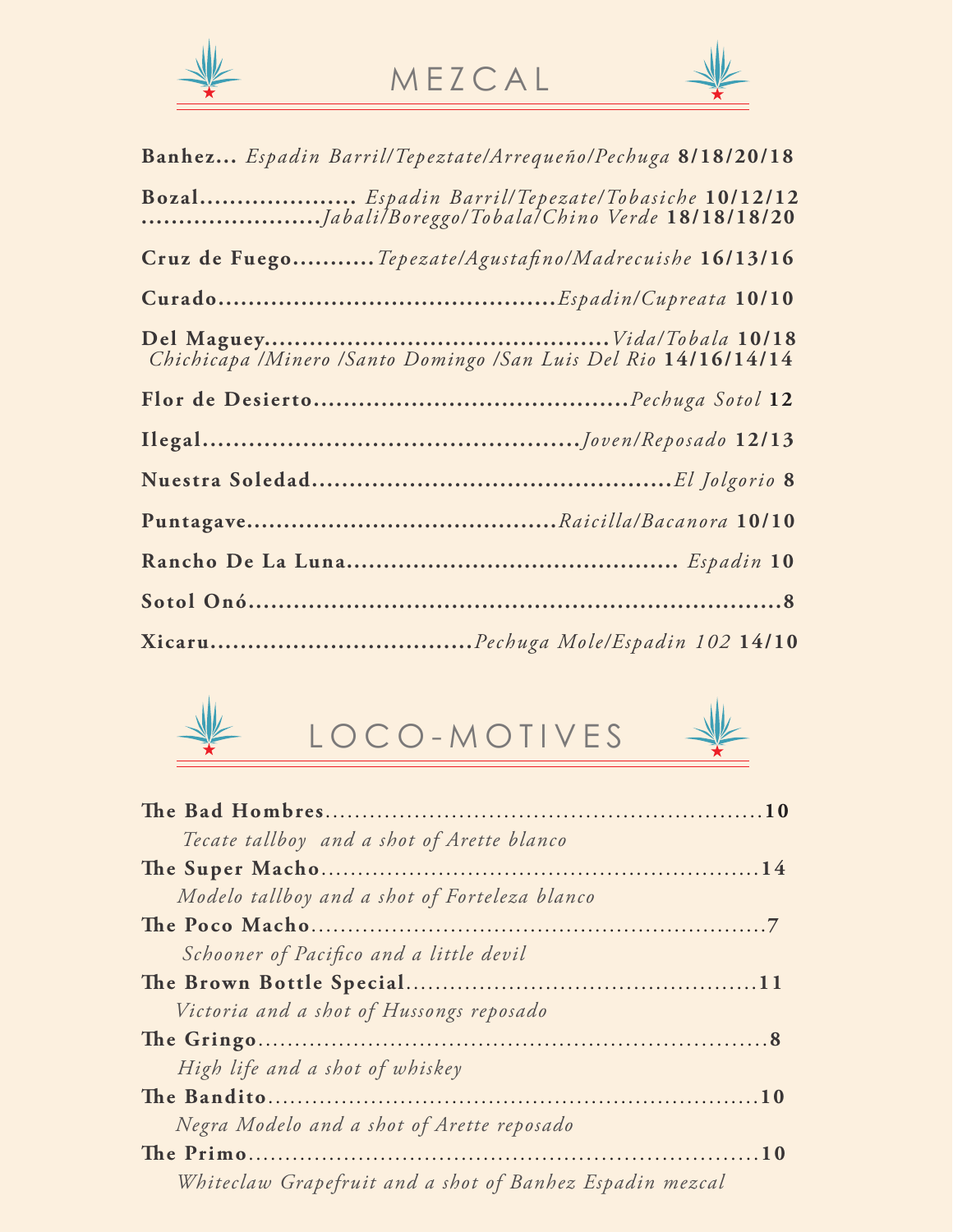# MEZCAL

**Banhez...** *Espadin Barril/Tepeztate/Arrequeño/Pechuga* **8/18/20/18**

**Bozal....................** *Espadin Barril/Tepezate/Tobasiche* **10/12/12**
**.......................***Jabali/Boreggo/Tobala/Chino Verde* **18/18/18/20**

**Cruz de Fuego..........***Tepezate/Agustafino/Madrecuishe* **16/13/16**

**Curado...........................................***Espadin/Cupreata* **10/10**

**Del Maguey............................................***Vida/Tobala* **10/18**
*Chichicapa /Minero /Santo Domingo /San Luis Del Rio* **14/16/14/14**

**Flor de Desierto.........................................***Pechuga Sotol* **12**

**Ilegal...............................................***Joven/Reposado* **12/13**

**Nuestra Soledad...............................................***El Jolgorio* **8**

**Puntagave........................................***Raicilla/Bacanora* **10/10**

**Rancho De La Luna...........................................** *Espadin* **10**

**Sotol Onó....................................................................8**

**Xicaru..................................***Pechuga Mole/Espadin 102* **14/10**

# LOCO-MOTIVES

**The Bad Hombres**.........................................................**10**
*Tecate tallboy and a shot of Arette blanco*

**The Super Macho**.........................................................**14**
*Modelo tallboy and a shot of Forteleza blanco*

**The Poco Macho**............................................................**7**
*Schooner of Pacifico and a little devil*

**The Brown Bottle Special**..............................................**11**
*Victoria and a shot of Hussongs reposado*

**The Gringo**......................................................................**8**
*High life and a shot of whiskey*

**The Bandito**....................................................................**10**
*Negra Modelo and a shot of Arette reposado*

**The Primo**.......................................................................**10**
*Whiteclaw Grapefruit and a shot of Banhez Espadin mezcal*